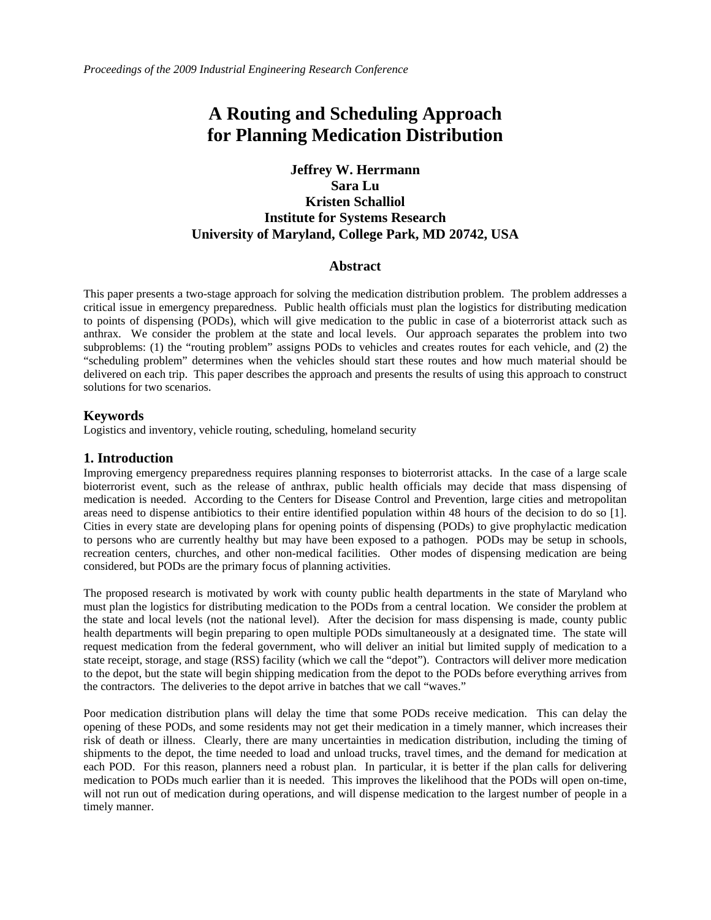# A Routing and Scheduling Approach for Planning Medication Distribution

**Jeffrey W. Herrmann**
**Sara Lu**
**Kristen Schalliol**
**Institute for Systems Research**
**University of Maryland, College Park, MD 20742, USA**

### Abstract

This paper presents a two-stage approach for solving the medication distribution problem. The problem addresses a critical issue in emergency preparedness. Public health officials must plan the logistics for distributing medication to points of dispensing (PODs), which will give medication to the public in case of a bioterrorist attack such as anthrax. We consider the problem at the state and local levels. Our approach separates the problem into two subproblems: (1) the "routing problem" assigns PODs to vehicles and creates routes for each vehicle, and (2) the "scheduling problem" determines when the vehicles should start these routes and how much material should be delivered on each trip. This paper describes the approach and presents the results of using this approach to construct solutions for two scenarios.

## Keywords

Logistics and inventory, vehicle routing, scheduling, homeland security

## 1. Introduction

Improving emergency preparedness requires planning responses to bioterrorist attacks. In the case of a large scale bioterrorist event, such as the release of anthrax, public health officials may decide that mass dispensing of medication is needed. According to the Centers for Disease Control and Prevention, large cities and metropolitan areas need to dispense antibiotics to their entire identified population within 48 hours of the decision to do so [1]. Cities in every state are developing plans for opening points of dispensing (PODs) to give prophylactic medication to persons who are currently healthy but may have been exposed to a pathogen. PODs may be setup in schools, recreation centers, churches, and other non-medical facilities. Other modes of dispensing medication are being considered, but PODs are the primary focus of planning activities.

The proposed research is motivated by work with county public health departments in the state of Maryland who must plan the logistics for distributing medication to the PODs from a central location. We consider the problem at the state and local levels (not the national level). After the decision for mass dispensing is made, county public health departments will begin preparing to open multiple PODs simultaneously at a designated time. The state will request medication from the federal government, who will deliver an initial but limited supply of medication to a state receipt, storage, and stage (RSS) facility (which we call the "depot"). Contractors will deliver more medication to the depot, but the state will begin shipping medication from the depot to the PODs before everything arrives from the contractors. The deliveries to the depot arrive in batches that we call "waves."

Poor medication distribution plans will delay the time that some PODs receive medication. This can delay the opening of these PODs, and some residents may not get their medication in a timely manner, which increases their risk of death or illness. Clearly, there are many uncertainties in medication distribution, including the timing of shipments to the depot, the time needed to load and unload trucks, travel times, and the demand for medication at each POD. For this reason, planners need a robust plan. In particular, it is better if the plan calls for delivering medication to PODs much earlier than it is needed. This improves the likelihood that the PODs will open on-time, will not run out of medication during operations, and will dispense medication to the largest number of people in a timely manner.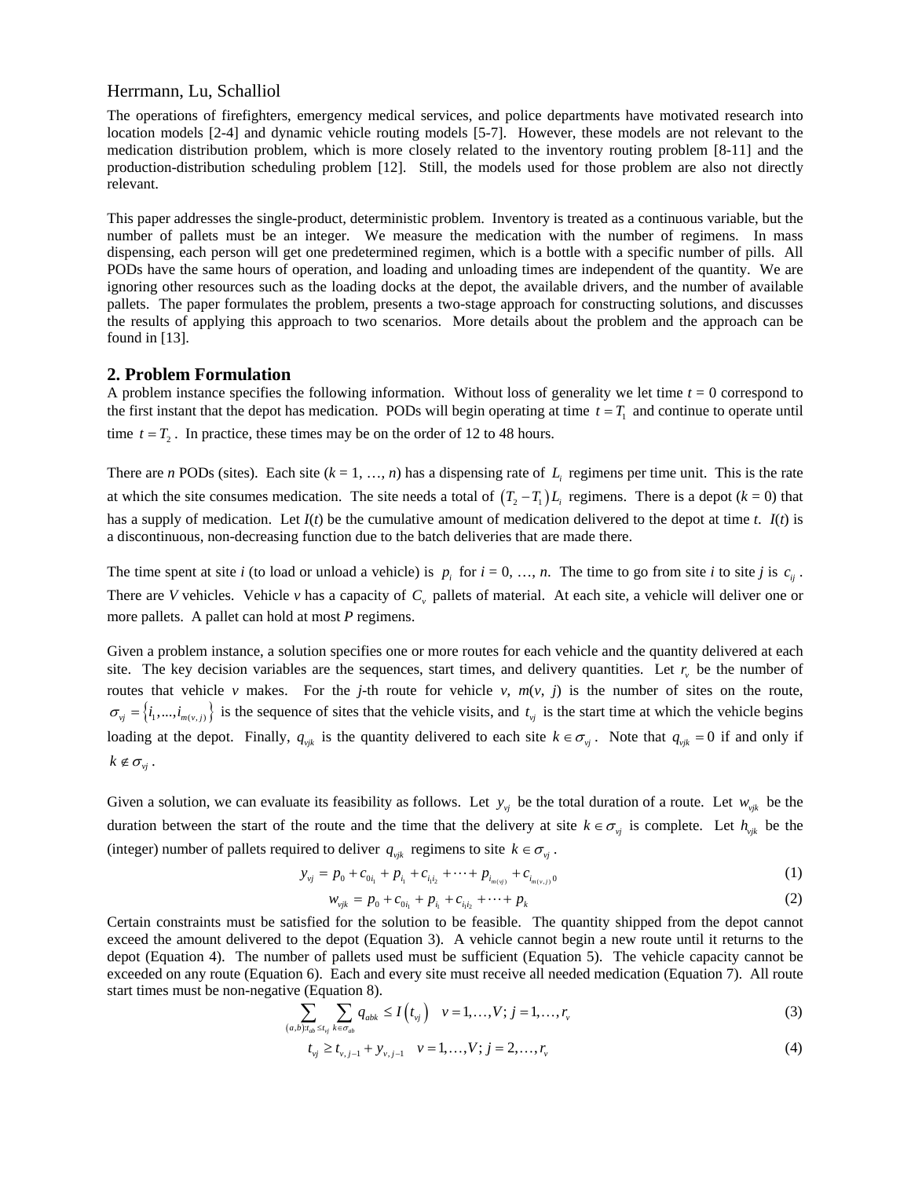The operations of firefighters, emergency medical services, and police departments have motivated research into location models [2-4] and dynamic vehicle routing models [5-7]. However, these models are not relevant to the medication distribution problem, which is more closely related to the inventory routing problem [8-11] and the production-distribution scheduling problem [12]. Still, the models used for those problem are also not directly relevant.

This paper addresses the single-product, deterministic problem. Inventory is treated as a continuous variable, but the number of pallets must be an integer. We measure the medication with the number of regimens. In mass dispensing, each person will get one predetermined regimen, which is a bottle with a specific number of pills. All PODs have the same hours of operation, and loading and unloading times are independent of the quantity. We are ignoring other resources such as the loading docks at the depot, the available drivers, and the number of available pallets. The paper formulates the problem, presents a two-stage approach for constructing solutions, and discusses the results of applying this approach to two scenarios. More details about the problem and the approach can be found in [13].

## 2. Problem Formulation

A problem instance specifies the following information. Without loss of generality we let time $t = 0$ correspond to the first instant that the depot has medication. PODs will begin operating at time $t = T_1$ and continue to operate until time $t = T_2$. In practice, these times may be on the order of 12 to 48 hours.

There are $n$ PODs (sites). Each site ($k = 1, \ldots, n$) has a dispensing rate of $L_i$ regimens per time unit. This is the rate at which the site consumes medication. The site needs a total of $(T_2 - T_1)L_i$ regimens. There is a depot ($k = 0$) that has a supply of medication. Let $I(t)$ be the cumulative amount of medication delivered to the depot at time $t$. $I(t)$ is a discontinuous, non-decreasing function due to the batch deliveries that are made there.

The time spent at site $i$ (to load or unload a vehicle) is $p_i$ for $i = 0, \ldots, n$. The time to go from site $i$ to site $j$ is $c_{ij}$. There are $V$ vehicles. Vehicle $v$ has a capacity of $C_v$ pallets of material. At each site, a vehicle will deliver one or more pallets. A pallet can hold at most $P$ regimens.

Given a problem instance, a solution specifies one or more routes for each vehicle and the quantity delivered at each site. The key decision variables are the sequences, start times, and delivery quantities. Let $r_v$ be the number of routes that vehicle $v$ makes. For the $j$-th route for vehicle $v$, $m(v, j)$ is the number of sites on the route, $\sigma_{vj} = \{i_1, \ldots, i_{m(v,j)}\}$ is the sequence of sites that the vehicle visits, and $t_{vj}$ is the start time at which the vehicle begins loading at the depot. Finally, $q_{vjk}$ is the quantity delivered to each site $k \in \sigma_{vj}$. Note that $q_{vjk} = 0$ if and only if $k \notin \sigma_{vj}$.

Given a solution, we can evaluate its feasibility as follows. Let $y_{vj}$ be the total duration of a route. Let $w_{vjk}$ be the duration between the start of the route and the time that the delivery at site $k \in \sigma_{vj}$ is complete. Let $h_{vjk}$ be the (integer) number of pallets required to deliver $q_{vjk}$ regimens to site $k \in \sigma_{vj}$.

$$y_{vj} = p_0 + c_{0i_1} + p_{i_1} + c_{i_1 i_2} + \cdots + p_{i_{m(vj)}} + c_{i_{m(v,j)}0} \tag{1}$$

$$w_{vjk} = p_0 + c_{0i_1} + p_{i_1} + c_{i_1 i_2} + \cdots + p_k \tag{2}$$

Certain constraints must be satisfied for the solution to be feasible. The quantity shipped from the depot cannot exceed the amount delivered to the depot (Equation 3). A vehicle cannot begin a new route until it returns to the depot (Equation 4). The number of pallets used must be sufficient (Equation 5). The vehicle capacity cannot be exceeded on any route (Equation 6). Each and every site must receive all needed medication (Equation 7). All route start times must be non-negative (Equation 8).

$$\sum_{(a,b):t_{ab} \le t_{vj}} \sum_{k \in \sigma_{ab}} q_{abk} \le I(t_{vj}) \quad v = 1, \ldots, V;\ j = 1, \ldots, r_v \tag{3}$$

$$t_{vj} \ge t_{v,j-1} + y_{v,j-1} \quad v = 1, \ldots, V;\ j = 2, \ldots, r_v \tag{4}$$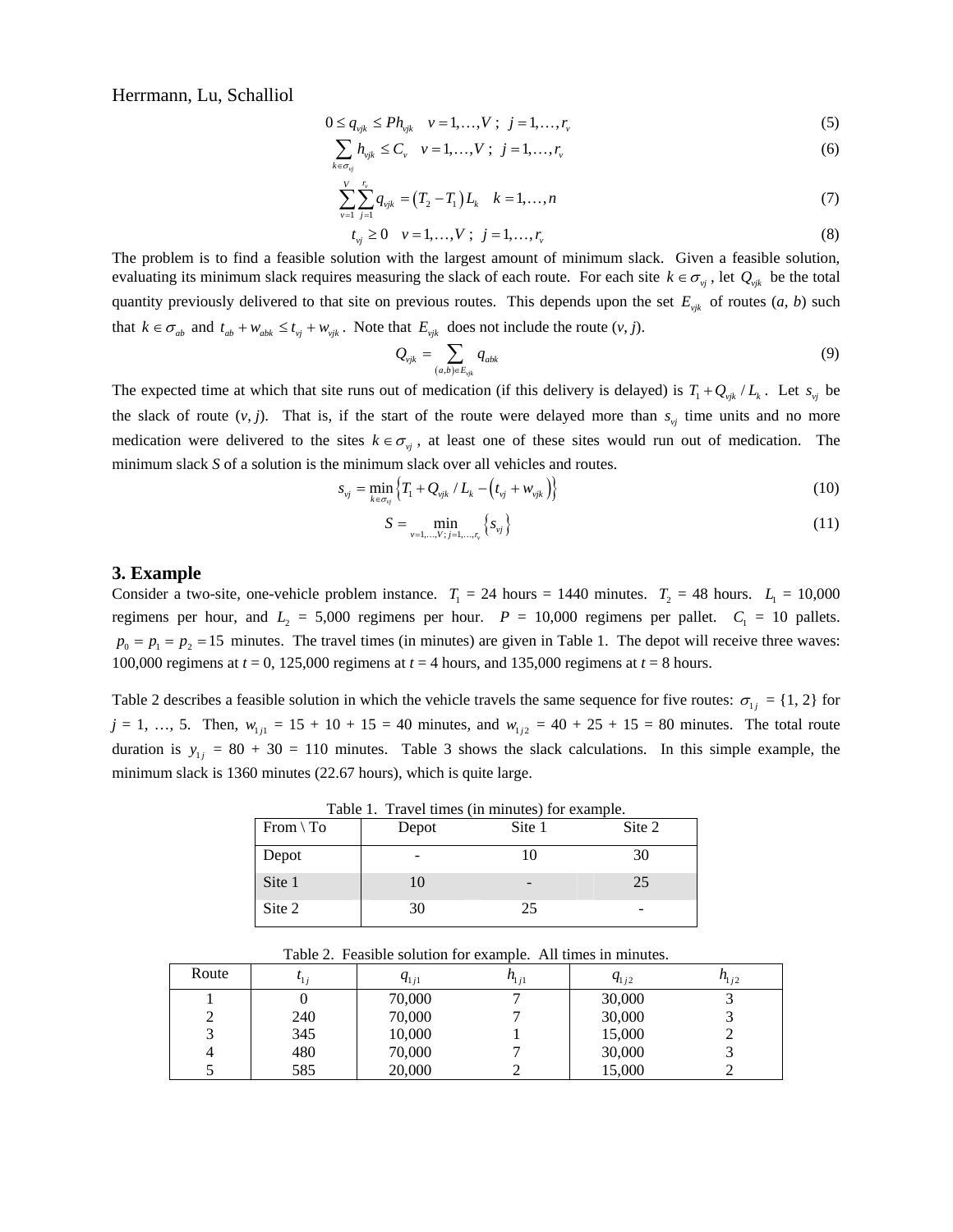$$0 \le q_{vjk} \le P h_{vjk} \quad v = 1, \ldots, V \; ; \; j = 1, \ldots, r_v \tag{5}$$

$$\sum_{k \in \sigma_{vj}} h_{vjk} \le C_v \quad v = 1, \ldots, V \; ; \; j = 1, \ldots, r_v \tag{6}$$

$$\sum_{v=1}^{V} \sum_{j=1}^{r_v} q_{vjk} = \left(T_2 - T_1\right) L_k \quad k = 1, \ldots, n \tag{7}$$

$$t_{vj} \ge 0 \quad v = 1, \ldots, V \; ; \; j = 1, \ldots, r_v \tag{8}$$

The problem is to find a feasible solution with the largest amount of minimum slack. Given a feasible solution, evaluating its minimum slack requires measuring the slack of each route. For each site $k \in \sigma_{vj}$, let $Q_{vjk}$ be the total quantity previously delivered to that site on previous routes. This depends upon the set $E_{vjk}$ of routes (*a*, *b*) such that $k \in \sigma_{ab}$ and $t_{ab} + w_{abk} \le t_{vj} + w_{vjk}$. Note that $E_{vjk}$ does not include the route (*v*, *j*).

$$Q_{vjk} = \sum_{(a,b) \in E_{vjk}} q_{abk} \tag{9}$$

The expected time at which that site runs out of medication (if this delivery is delayed) is $T_1 + Q_{vjk} / L_k$. Let $s_{vj}$ be the slack of route (*v*, *j*). That is, if the start of the route were delayed more than $s_{vj}$ time units and no more medication were delivered to the sites $k \in \sigma_{vj}$, at least one of these sites would run out of medication. The minimum slack *S* of a solution is the minimum slack over all vehicles and routes.

$$s_{vj} = \min_{k \in \sigma_{vj}} \left\{ T_1 + Q_{vjk} / L_k - \left(t_{vj} + w_{vjk}\right) \right\} \tag{10}$$

$$S = \min_{v=1,\ldots,V;\, j=1,\ldots,r_v} \left\{ s_{vj} \right\} \tag{11}$$

## 3. Example

Consider a two-site, one-vehicle problem instance. $T_1$ = 24 hours = 1440 minutes. $T_2$ = 48 hours. $L_1$ = 10,000 regimens per hour, and $L_2$ = 5,000 regimens per hour. *P* = 10,000 regimens per pallet. $C_1$ = 10 pallets. $p_0 = p_1 = p_2 = 15$ minutes. The travel times (in minutes) are given in Table 1. The depot will receive three waves: 100,000 regimens at *t* = 0, 125,000 regimens at *t* = 4 hours, and 135,000 regimens at *t* = 8 hours.

Table 2 describes a feasible solution in which the vehicle travels the same sequence for five routes: $\sigma_{1j}$ = {1, 2} for *j* = 1, …, 5. Then, $w_{1j1}$ = 15 + 10 + 15 = 40 minutes, and $w_{1j2}$ = 40 + 25 + 15 = 80 minutes. The total route duration is $y_{1j}$ = 80 + 30 = 110 minutes. Table 3 shows the slack calculations. In this simple example, the minimum slack is 1360 minutes (22.67 hours), which is quite large.

Table 1. Travel times (in minutes) for example.

| From \ To | Depot | Site 1 | Site 2 |
|---|---|---|---|
| Depot | - | 10 | 30 |
| Site 1 | 10 | - | 25 |
| Site 2 | 30 | 25 | - |

Table 2. Feasible solution for example. All times in minutes.

| Route | $t_{1j}$ | $q_{1j1}$ | $h_{1j1}$ | $q_{1j2}$ | $h_{1j2}$ |
|---|---|---|---|---|---|
| 1 | 0 | 70,000 | 7 | 30,000 | 3 |
| 2 | 240 | 70,000 | 7 | 30,000 | 3 |
| 3 | 345 | 10,000 | 1 | 15,000 | 2 |
| 4 | 480 | 70,000 | 7 | 30,000 | 3 |
| 5 | 585 | 20,000 | 2 | 15,000 | 2 |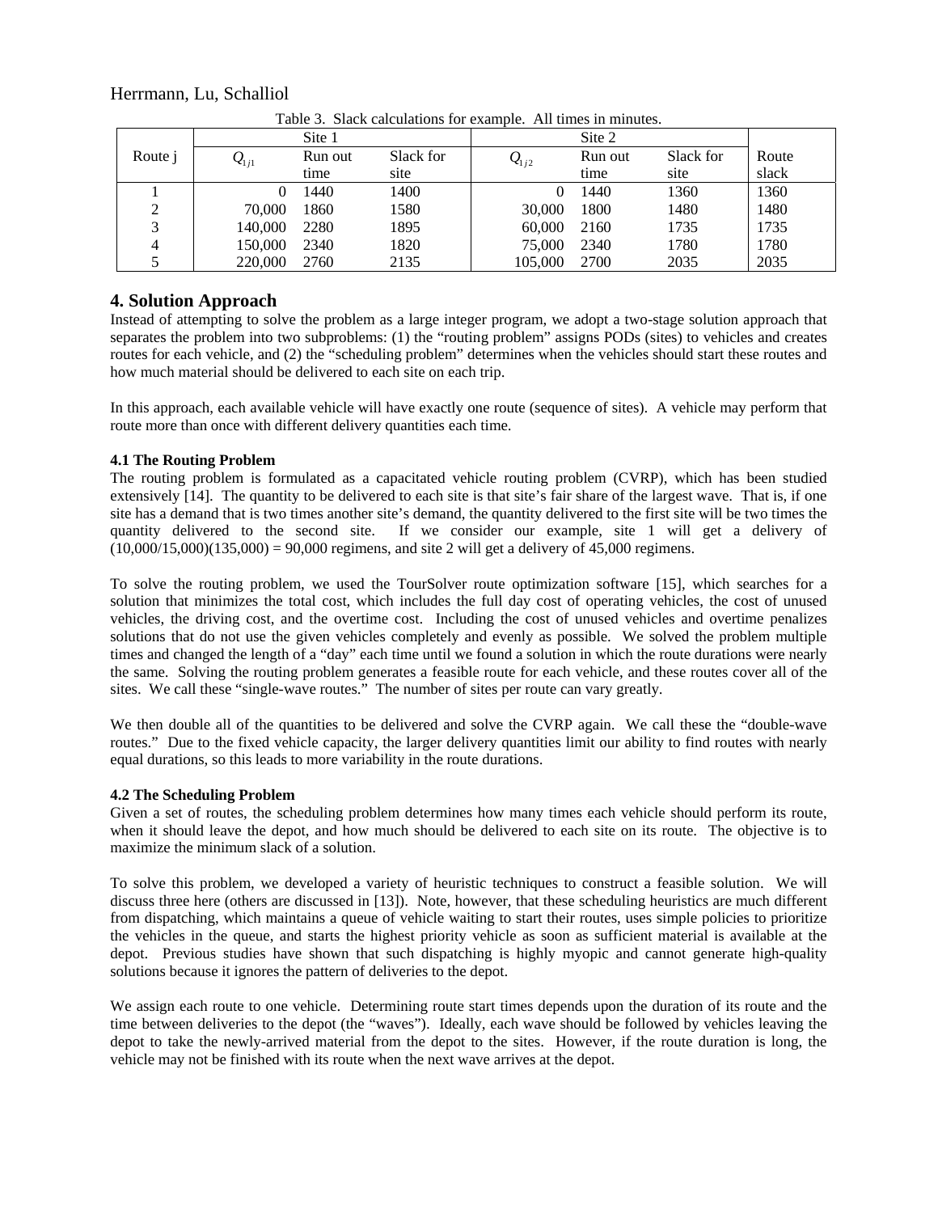Table 3. Slack calculations for example. All times in minutes.

| Route j | Site 1 | | | Site 2 | | | Route slack |
|---|---|---|---|---|---|---|---|
| | $Q_{1j1}$ | Run out time | Slack for site | $Q_{1j2}$ | Run out time | Slack for site | |
| 1 | 0 | 1440 | 1400 | 0 | 1440 | 1360 | 1360 |
| 2 | 70,000 | 1860 | 1580 | 30,000 | 1800 | 1480 | 1480 |
| 3 | 140,000 | 2280 | 1895 | 60,000 | 2160 | 1735 | 1735 |
| 4 | 150,000 | 2340 | 1820 | 75,000 | 2340 | 1780 | 1780 |
| 5 | 220,000 | 2760 | 2135 | 105,000 | 2700 | 2035 | 2035 |

## 4. Solution Approach

Instead of attempting to solve the problem as a large integer program, we adopt a two-stage solution approach that separates the problem into two subproblems: (1) the "routing problem" assigns PODs (sites) to vehicles and creates routes for each vehicle, and (2) the "scheduling problem" determines when the vehicles should start these routes and how much material should be delivered to each site on each trip.

In this approach, each available vehicle will have exactly one route (sequence of sites). A vehicle may perform that route more than once with different delivery quantities each time.

### 4.1 The Routing Problem

The routing problem is formulated as a capacitated vehicle routing problem (CVRP), which has been studied extensively [14]. The quantity to be delivered to each site is that site's fair share of the largest wave. That is, if one site has a demand that is two times another site's demand, the quantity delivered to the first site will be two times the quantity delivered to the second site. If we consider our example, site 1 will get a delivery of (10,000/15,000)(135,000) = 90,000 regimens, and site 2 will get a delivery of 45,000 regimens.

To solve the routing problem, we used the TourSolver route optimization software [15], which searches for a solution that minimizes the total cost, which includes the full day cost of operating vehicles, the cost of unused vehicles, the driving cost, and the overtime cost. Including the cost of unused vehicles and overtime penalizes solutions that do not use the given vehicles completely and evenly as possible. We solved the problem multiple times and changed the length of a "day" each time until we found a solution in which the route durations were nearly the same. Solving the routing problem generates a feasible route for each vehicle, and these routes cover all of the sites. We call these "single-wave routes." The number of sites per route can vary greatly.

We then double all of the quantities to be delivered and solve the CVRP again. We call these the "double-wave routes." Due to the fixed vehicle capacity, the larger delivery quantities limit our ability to find routes with nearly equal durations, so this leads to more variability in the route durations.

### 4.2 The Scheduling Problem

Given a set of routes, the scheduling problem determines how many times each vehicle should perform its route, when it should leave the depot, and how much should be delivered to each site on its route. The objective is to maximize the minimum slack of a solution.

To solve this problem, we developed a variety of heuristic techniques to construct a feasible solution. We will discuss three here (others are discussed in [13]). Note, however, that these scheduling heuristics are much different from dispatching, which maintains a queue of vehicle waiting to start their routes, uses simple policies to prioritize the vehicles in the queue, and starts the highest priority vehicle as soon as sufficient material is available at the depot. Previous studies have shown that such dispatching is highly myopic and cannot generate high-quality solutions because it ignores the pattern of deliveries to the depot.

We assign each route to one vehicle. Determining route start times depends upon the duration of its route and the time between deliveries to the depot (the "waves"). Ideally, each wave should be followed by vehicles leaving the depot to take the newly-arrived material from the depot to the sites. However, if the route duration is long, the vehicle may not be finished with its route when the next wave arrives at the depot.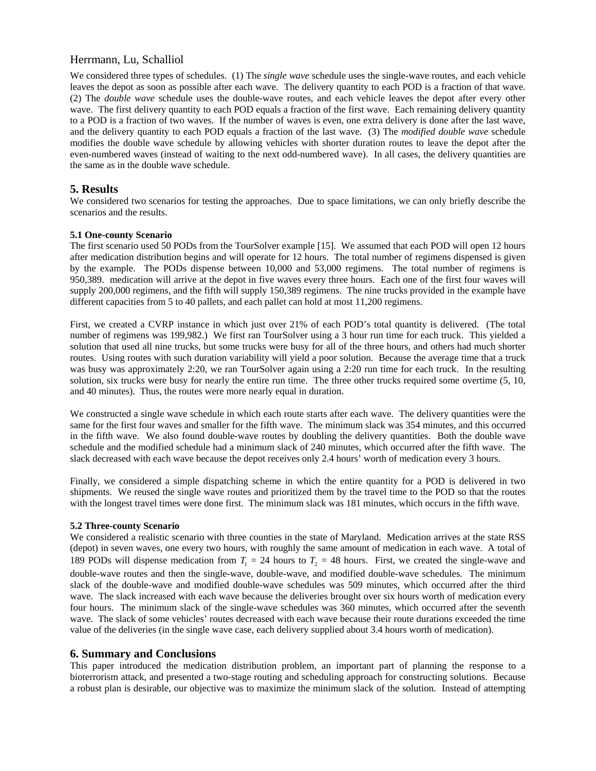We considered three types of schedules. (1) The *single wave* schedule uses the single-wave routes, and each vehicle leaves the depot as soon as possible after each wave. The delivery quantity to each POD is a fraction of that wave. (2) The *double wave* schedule uses the double-wave routes, and each vehicle leaves the depot after every other wave. The first delivery quantity to each POD equals a fraction of the first wave. Each remaining delivery quantity to a POD is a fraction of two waves. If the number of waves is even, one extra delivery is done after the last wave, and the delivery quantity to each POD equals a fraction of the last wave. (3) The *modified double wave* schedule modifies the double wave schedule by allowing vehicles with shorter duration routes to leave the depot after the even-numbered waves (instead of waiting to the next odd-numbered wave). In all cases, the delivery quantities are the same as in the double wave schedule.

## 5. Results

We considered two scenarios for testing the approaches. Due to space limitations, we can only briefly describe the scenarios and the results.

### 5.1 One-county Scenario

The first scenario used 50 PODs from the TourSolver example [15]. We assumed that each POD will open 12 hours after medication distribution begins and will operate for 12 hours. The total number of regimens dispensed is given by the example. The PODs dispense between 10,000 and 53,000 regimens. The total number of regimens is 950,389. medication will arrive at the depot in five waves every three hours. Each one of the first four waves will supply 200,000 regimens, and the fifth will supply 150,389 regimens. The nine trucks provided in the example have different capacities from 5 to 40 pallets, and each pallet can hold at most 11,200 regimens.

First, we created a CVRP instance in which just over 21% of each POD's total quantity is delivered. (The total number of regimens was 199,982.) We first ran TourSolver using a 3 hour run time for each truck. This yielded a solution that used all nine trucks, but some trucks were busy for all of the three hours, and others had much shorter routes. Using routes with such duration variability will yield a poor solution. Because the average time that a truck was busy was approximately 2:20, we ran TourSolver again using a 2:20 run time for each truck. In the resulting solution, six trucks were busy for nearly the entire run time. The three other trucks required some overtime (5, 10, and 40 minutes). Thus, the routes were more nearly equal in duration.

We constructed a single wave schedule in which each route starts after each wave. The delivery quantities were the same for the first four waves and smaller for the fifth wave. The minimum slack was 354 minutes, and this occurred in the fifth wave. We also found double-wave routes by doubling the delivery quantities. Both the double wave schedule and the modified schedule had a minimum slack of 240 minutes, which occurred after the fifth wave. The slack decreased with each wave because the depot receives only 2.4 hours' worth of medication every 3 hours.

Finally, we considered a simple dispatching scheme in which the entire quantity for a POD is delivered in two shipments. We reused the single wave routes and prioritized them by the travel time to the POD so that the routes with the longest travel times were done first. The minimum slack was 181 minutes, which occurs in the fifth wave.

### 5.2 Three-county Scenario

We considered a realistic scenario with three counties in the state of Maryland. Medication arrives at the state RSS (depot) in seven waves, one every two hours, with roughly the same amount of medication in each wave. A total of 189 PODs will dispense medication from $T_1$ = 24 hours to $T_2$ = 48 hours. First, we created the single-wave and double-wave routes and then the single-wave, double-wave, and modified double-wave schedules. The minimum slack of the double-wave and modified double-wave schedules was 509 minutes, which occurred after the third wave. The slack increased with each wave because the deliveries brought over six hours worth of medication every four hours. The minimum slack of the single-wave schedules was 360 minutes, which occurred after the seventh wave. The slack of some vehicles' routes decreased with each wave because their route durations exceeded the time value of the deliveries (in the single wave case, each delivery supplied about 3.4 hours worth of medication).

## 6. Summary and Conclusions

This paper introduced the medication distribution problem, an important part of planning the response to a bioterrorism attack, and presented a two-stage routing and scheduling approach for constructing solutions. Because a robust plan is desirable, our objective was to maximize the minimum slack of the solution. Instead of attempting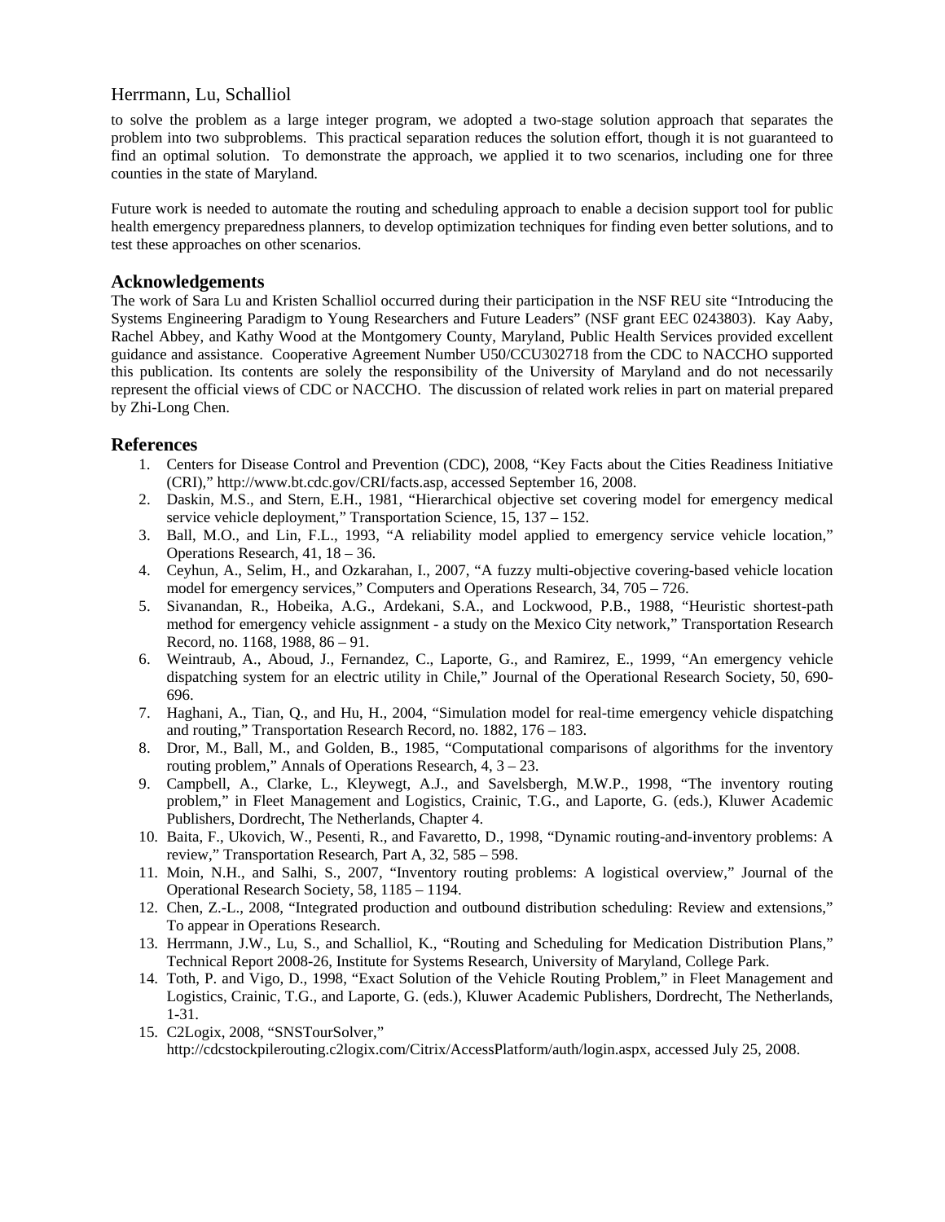to solve the problem as a large integer program, we adopted a two-stage solution approach that separates the problem into two subproblems. This practical separation reduces the solution effort, though it is not guaranteed to find an optimal solution. To demonstrate the approach, we applied it to two scenarios, including one for three counties in the state of Maryland.

Future work is needed to automate the routing and scheduling approach to enable a decision support tool for public health emergency preparedness planners, to develop optimization techniques for finding even better solutions, and to test these approaches on other scenarios.

## Acknowledgements

The work of Sara Lu and Kristen Schalliol occurred during their participation in the NSF REU site "Introducing the Systems Engineering Paradigm to Young Researchers and Future Leaders" (NSF grant EEC 0243803). Kay Aaby, Rachel Abbey, and Kathy Wood at the Montgomery County, Maryland, Public Health Services provided excellent guidance and assistance. Cooperative Agreement Number U50/CCU302718 from the CDC to NACCHO supported this publication. Its contents are solely the responsibility of the University of Maryland and do not necessarily represent the official views of CDC or NACCHO. The discussion of related work relies in part on material prepared by Zhi-Long Chen.

## References

1. Centers for Disease Control and Prevention (CDC), 2008, "Key Facts about the Cities Readiness Initiative (CRI)," http://www.bt.cdc.gov/CRI/facts.asp, accessed September 16, 2008.
2. Daskin, M.S., and Stern, E.H., 1981, "Hierarchical objective set covering model for emergency medical service vehicle deployment," Transportation Science, 15, 137 – 152.
3. Ball, M.O., and Lin, F.L., 1993, "A reliability model applied to emergency service vehicle location," Operations Research, 41, 18 – 36.
4. Ceyhun, A., Selim, H., and Ozkarahan, I., 2007, "A fuzzy multi-objective covering-based vehicle location model for emergency services," Computers and Operations Research, 34, 705 – 726.
5. Sivanandan, R., Hobeika, A.G., Ardekani, S.A., and Lockwood, P.B., 1988, "Heuristic shortest-path method for emergency vehicle assignment - a study on the Mexico City network," Transportation Research Record, no. 1168, 1988, 86 – 91.
6. Weintraub, A., Aboud, J., Fernandez, C., Laporte, G., and Ramirez, E., 1999, "An emergency vehicle dispatching system for an electric utility in Chile," Journal of the Operational Research Society, 50, 690-696.
7. Haghani, A., Tian, Q., and Hu, H., 2004, "Simulation model for real-time emergency vehicle dispatching and routing," Transportation Research Record, no. 1882, 176 – 183.
8. Dror, M., Ball, M., and Golden, B., 1985, "Computational comparisons of algorithms for the inventory routing problem," Annals of Operations Research, 4, 3 – 23.
9. Campbell, A., Clarke, L., Kleywegt, A.J., and Savelsbergh, M.W.P., 1998, "The inventory routing problem," in Fleet Management and Logistics, Crainic, T.G., and Laporte, G. (eds.), Kluwer Academic Publishers, Dordrecht, The Netherlands, Chapter 4.
10. Baita, F., Ukovich, W., Pesenti, R., and Favaretto, D., 1998, "Dynamic routing-and-inventory problems: A review," Transportation Research, Part A, 32, 585 – 598.
11. Moin, N.H., and Salhi, S., 2007, "Inventory routing problems: A logistical overview," Journal of the Operational Research Society, 58, 1185 – 1194.
12. Chen, Z.-L., 2008, "Integrated production and outbound distribution scheduling: Review and extensions," To appear in Operations Research.
13. Herrmann, J.W., Lu, S., and Schalliol, K., "Routing and Scheduling for Medication Distribution Plans," Technical Report 2008-26, Institute for Systems Research, University of Maryland, College Park.
14. Toth, P. and Vigo, D., 1998, "Exact Solution of the Vehicle Routing Problem," in Fleet Management and Logistics, Crainic, T.G., and Laporte, G. (eds.), Kluwer Academic Publishers, Dordrecht, The Netherlands, 1-31.
15. C2Logix, 2008, "SNSTourSolver," http://cdcstockpilerouting.c2logix.com/Citrix/AccessPlatform/auth/login.aspx, accessed July 25, 2008.